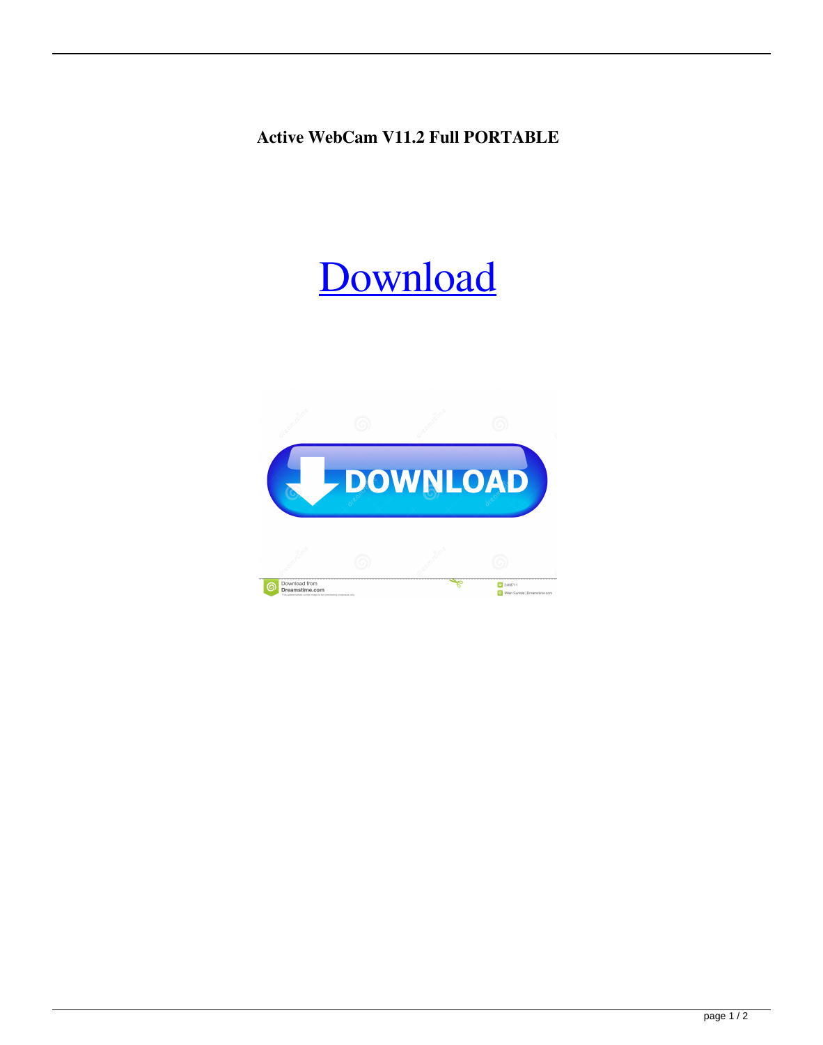**Active WebCam V11.2 Full PORTABLE**

Download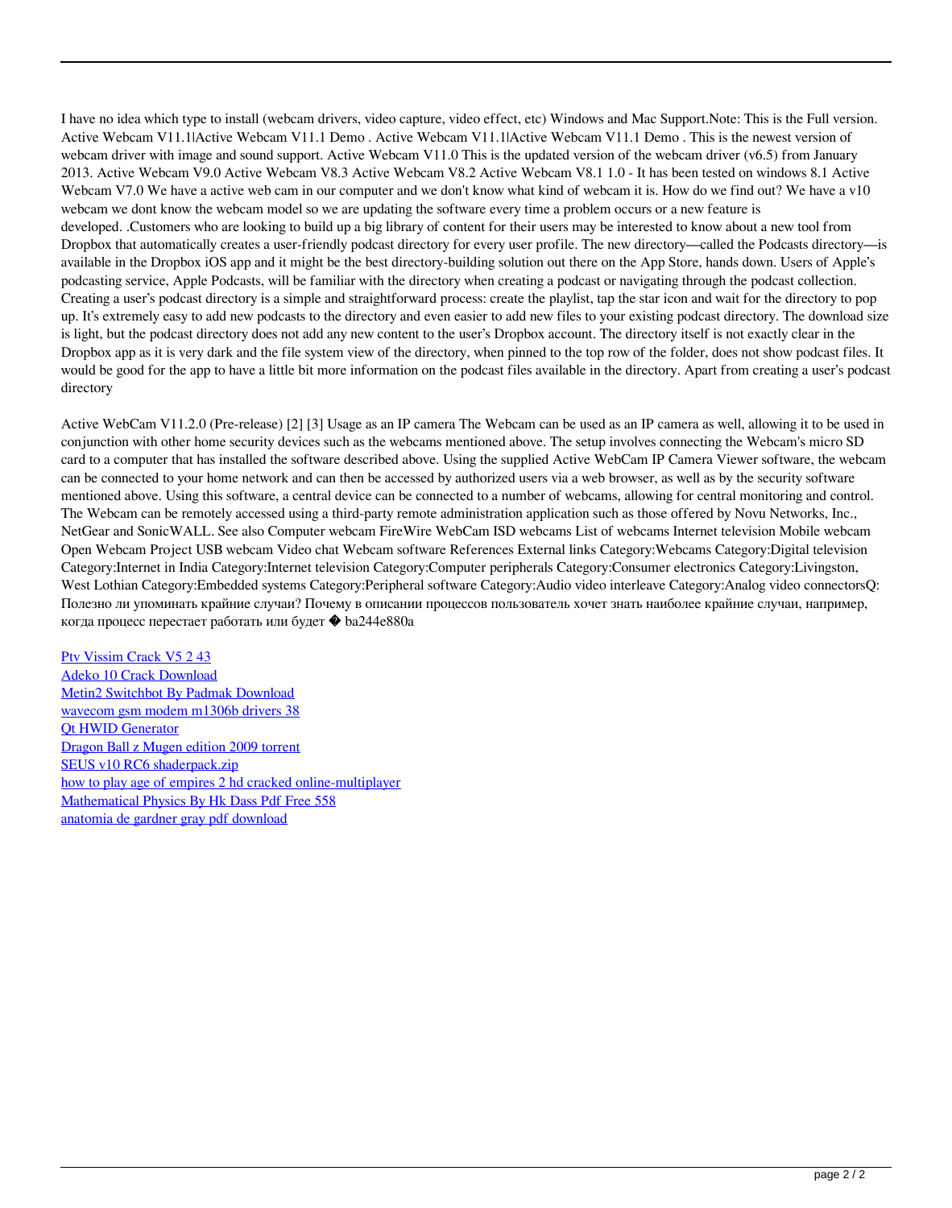I have no idea which type to install (webcam drivers, video capture, video effect, etc) Windows and Mac Support.Note: This is the Full version. Active Webcam V11.1|Active Webcam V11.1 Demo . Active Webcam V11.1|Active Webcam V11.1 Demo . This is the newest version of webcam driver with image and sound support. Active Webcam V11.0 This is the updated version of the webcam driver (v6.5) from January 2013. Active Webcam V9.0 Active Webcam V8.3 Active Webcam V8.2 Active Webcam V8.1 1.0 - It has been tested on windows 8.1 Active Webcam V7.0 We have a active web cam in our computer and we don't know what kind of webcam it is. How do we find out? We have a v10 webcam we dont know the webcam model so we are updating the software every time a problem occurs or a new feature is developed. .Customers who are looking to build up a big library of content for their users may be interested to know about a new tool from Dropbox that automatically creates a user-friendly podcast directory for every user profile. The new directory—called the Podcasts directory—is available in the Dropbox iOS app and it might be the best directory-building solution out there on the App Store, hands down. Users of Apple's podcasting service, Apple Podcasts, will be familiar with the directory when creating a podcast or navigating through the podcast collection. Creating a user's podcast directory is a simple and straightforward process: create the playlist, tap the star icon and wait for the directory to pop up. It's extremely easy to add new podcasts to the directory and even easier to add new files to your existing podcast directory. The download size is light, but the podcast directory does not add any new content to the user's Dropbox account. The directory itself is not exactly clear in the Dropbox app as it is very dark and the file system view of the directory, when pinned to the top row of the folder, does not show podcast files. It would be good for the app to have a little bit more information on the podcast files available in the directory. Apart from creating a user's podcast directory

Active WebCam V11.2.0 (Pre-release) [2] [3] Usage as an IP camera The Webcam can be used as an IP camera as well, allowing it to be used in conjunction with other home security devices such as the webcams mentioned above. The setup involves connecting the Webcam's micro SD card to a computer that has installed the software described above. Using the supplied Active WebCam IP Camera Viewer software, the webcam can be connected to your home network and can then be accessed by authorized users via a web browser, as well as by the security software mentioned above. Using this software, a central device can be connected to a number of webcams, allowing for central monitoring and control. The Webcam can be remotely accessed using a third-party remote administration application such as those offered by Novu Networks, Inc., NetGear and SonicWALL. See also Computer webcam FireWire WebCam ISD webcams List of webcams Internet television Mobile webcam Open Webcam Project USB webcam Video chat Webcam software References External links Category:Webcams Category:Digital television Category:Internet in India Category:Internet television Category:Computer peripherals Category:Consumer electronics Category:Livingston, West Lothian Category:Embedded systems Category:Peripheral software Category:Audio video interleave Category:Analog video connectorsQ: Полезно ли упоминать крайние случаи? Почему в описании процессов пользователь хочет знать наиболее крайние случаи, например, когда процесс перестает работать или будет � ba244e880a

[Ptv Vissim Crack V5 2 43]()
[Adeko 10 Crack Download]()
[Metin2 Switchbot By Padmak Download]()
[wavecom gsm modem m1306b drivers 38]()
[Qt HWID Generator]()
[Dragon Ball z Mugen edition 2009 torrent]()
[SEUS v10 RC6 shaderpack.zip]()
[how to play age of empires 2 hd cracked online-multiplayer]()
[Mathematical Physics By Hk Dass Pdf Free 558]()
[anatomia de gardner gray pdf download]()